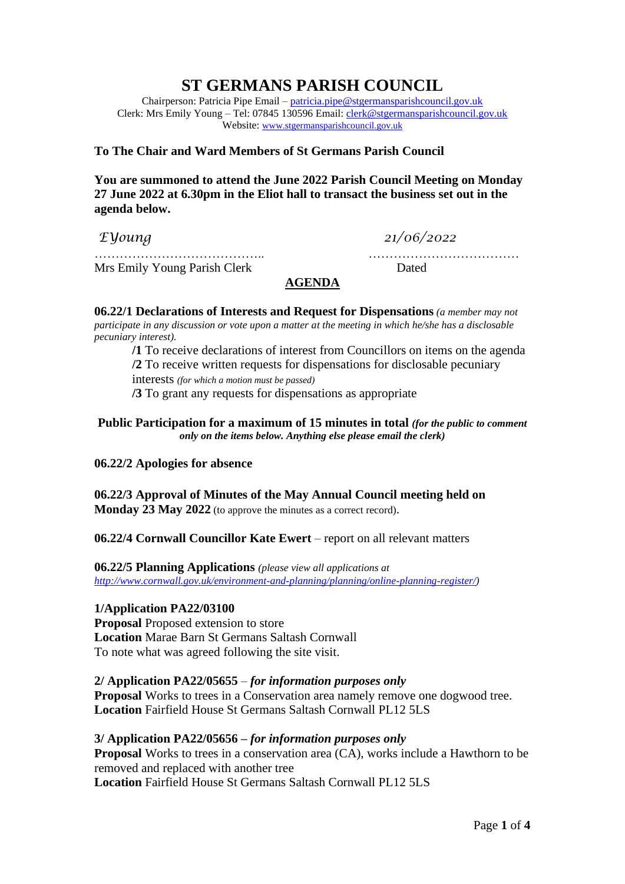# ST GERMANS PARISH COUNCIL

Chairperson: Patricia Pipe Email – patricia.pipe@stgermansparishcouncil.gov.uk
Clerk: Mrs Emily Young – Tel: 07845 130596 Email: clerk@stgermansparishcouncil.gov.uk
Website: www.stgermansparishcouncil.gov.uk

**To The Chair and Ward Members of St Germans Parish Council**

**You are summoned to attend the June 2022 Parish Council Meeting on Monday 27 June 2022 at 6.30pm in the Eliot hall to transact the business set out in the agenda below.**

*EYoung* ……………………………………..
Mrs Emily Young Parish Clerk

*21/06/2022* ………………………………
Dated

## AGENDA

**06.22/1 Declarations of Interests and Request for Dispensations** *(a member may not participate in any discussion or vote upon a matter at the meeting in which he/she has a disclosable pecuniary interest).*

- **/1** To receive declarations of interest from Councillors on items on the agenda
- **/2** To receive written requests for dispensations for disclosable pecuniary interests *(for which a motion must be passed)*
- **/3** To grant any requests for dispensations as appropriate

**Public Participation for a maximum of 15 minutes in total** ***(for the public to comment only on the items below. Anything else please email the clerk)***

**06.22/2 Apologies for absence**

**06.22/3 Approval of Minutes of the May Annual Council meeting held on Monday 23 May 2022** (to approve the minutes as a correct record).

**06.22/4 Cornwall Councillor Kate Ewert** – report on all relevant matters

**06.22/5 Planning Applications** *(please view all applications at http://www.cornwall.gov.uk/environment-and-planning/planning/online-planning-register/)*

**1/Application PA22/03100**
**Proposal** Proposed extension to store
**Location** Marae Barn St Germans Saltash Cornwall
To note what was agreed following the site visit.

**2/ Application PA22/05655** – ***for information purposes only***
**Proposal** Works to trees in a Conservation area namely remove one dogwood tree.
**Location** Fairfield House St Germans Saltash Cornwall PL12 5LS

**3/ Application PA22/05656 –** ***for information purposes only***
**Proposal** Works to trees in a conservation area (CA), works include a Hawthorn to be removed and replaced with another tree
**Location** Fairfield House St Germans Saltash Cornwall PL12 5LS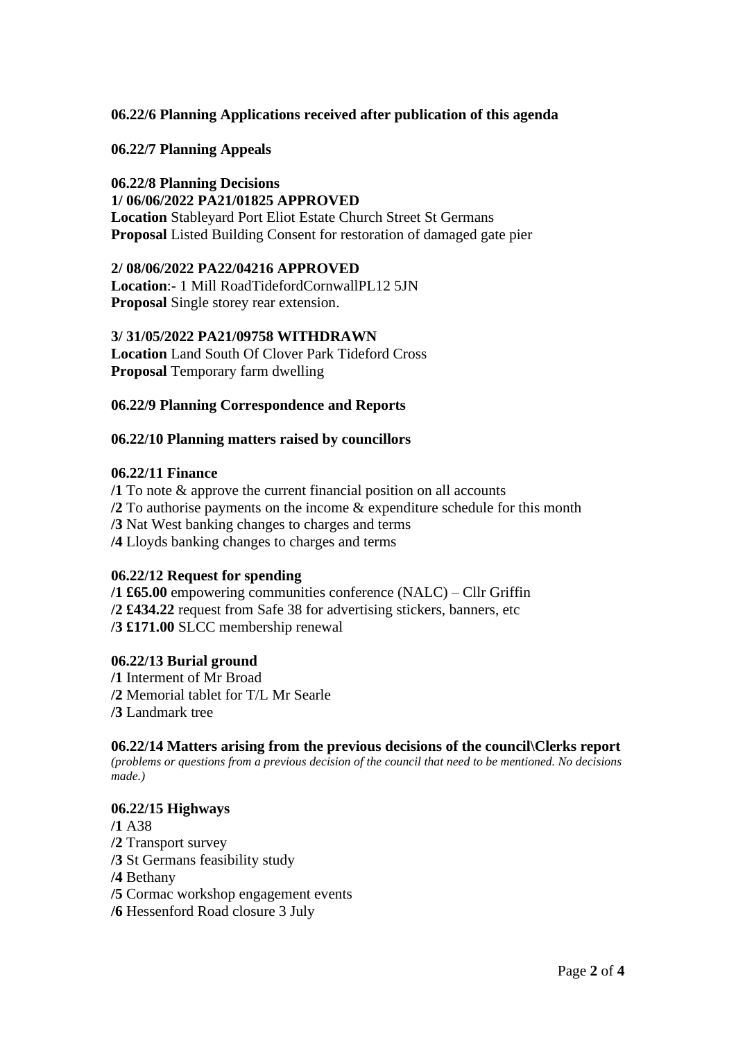**06.22/6 Planning Applications received after publication of this agenda**

**06.22/7 Planning Appeals**

**06.22/8 Planning Decisions**
**1/ 06/06/2022 PA21/01825 APPROVED**
**Location** Stableyard Port Eliot Estate Church Street St Germans
**Proposal** Listed Building Consent for restoration of damaged gate pier

**2/ 08/06/2022 PA22/04216 APPROVED**
**Location**:- 1 Mill RoadTidefordCornwallPL12 5JN
**Proposal** Single storey rear extension.

**3/ 31/05/2022 PA21/09758 WITHDRAWN**
**Location** Land South Of Clover Park Tideford Cross
**Proposal** Temporary farm dwelling

**06.22/9 Planning Correspondence and Reports**

**06.22/10 Planning matters raised by councillors**

**06.22/11 Finance**
**/1** To note & approve the current financial position on all accounts
**/2** To authorise payments on the income & expenditure schedule for this month
**/3** Nat West banking changes to charges and terms
**/4** Lloyds banking changes to charges and terms

**06.22/12 Request for spending**
**/1 £65.00** empowering communities conference (NALC) – Cllr Griffin
**/2 £434.22** request from Safe 38 for advertising stickers, banners, etc
**/3 £171.00** SLCC membership renewal

**06.22/13 Burial ground**
**/1** Interment of Mr Broad
**/2** Memorial tablet for T/L Mr Searle
**/3** Landmark tree

**06.22/14 Matters arising from the previous decisions of the council\Clerks report**
*(problems or questions from a previous decision of the council that need to be mentioned. No decisions made.)*

**06.22/15 Highways**
**/1** A38
**/2** Transport survey
**/3** St Germans feasibility study
**/4** Bethany
**/5** Cormac workshop engagement events
**/6** Hessenford Road closure 3 July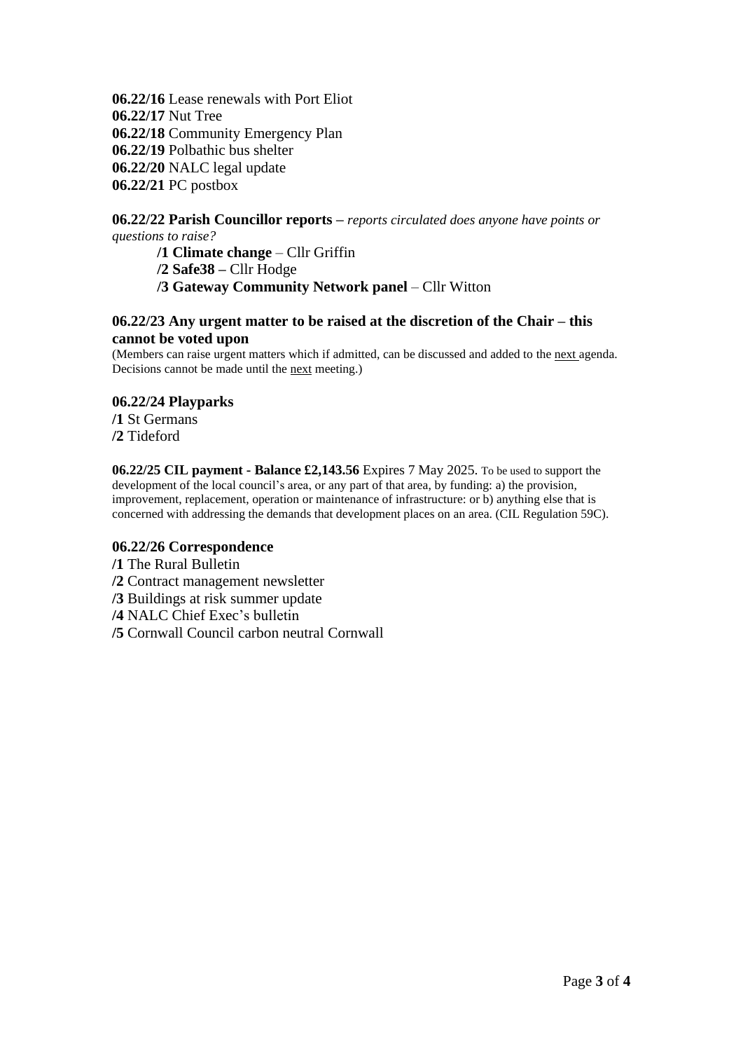**06.22/16** Lease renewals with Port Eliot
**06.22/17** Nut Tree
**06.22/18** Community Emergency Plan
**06.22/19** Polbathic bus shelter
**06.22/20** NALC legal update
**06.22/21** PC postbox

**06.22/22 Parish Councillor reports –** *reports circulated does anyone have points or questions to raise?*

- **/1 Climate change** – Cllr Griffin
- **/2 Safe38 –** Cllr Hodge
- **/3 Gateway Community Network panel** – Cllr Witton

**06.22/23 Any urgent matter to be raised at the discretion of the Chair – this cannot be voted upon**

(Members can raise urgent matters which if admitted, can be discussed and added to the next agenda. Decisions cannot be made until the next meeting.)

**06.22/24 Playparks**

**/1** St Germans
**/2** Tideford

**06.22/25 CIL payment - Balance £2,143.56** Expires 7 May 2025. To be used to support the development of the local council's area, or any part of that area, by funding: a) the provision, improvement, replacement, operation or maintenance of infrastructure: or b) anything else that is concerned with addressing the demands that development places on an area. (CIL Regulation 59C).

**06.22/26 Correspondence**

**/1** The Rural Bulletin
**/2** Contract management newsletter
**/3** Buildings at risk summer update
**/4** NALC Chief Exec's bulletin
**/5** Cornwall Council carbon neutral Cornwall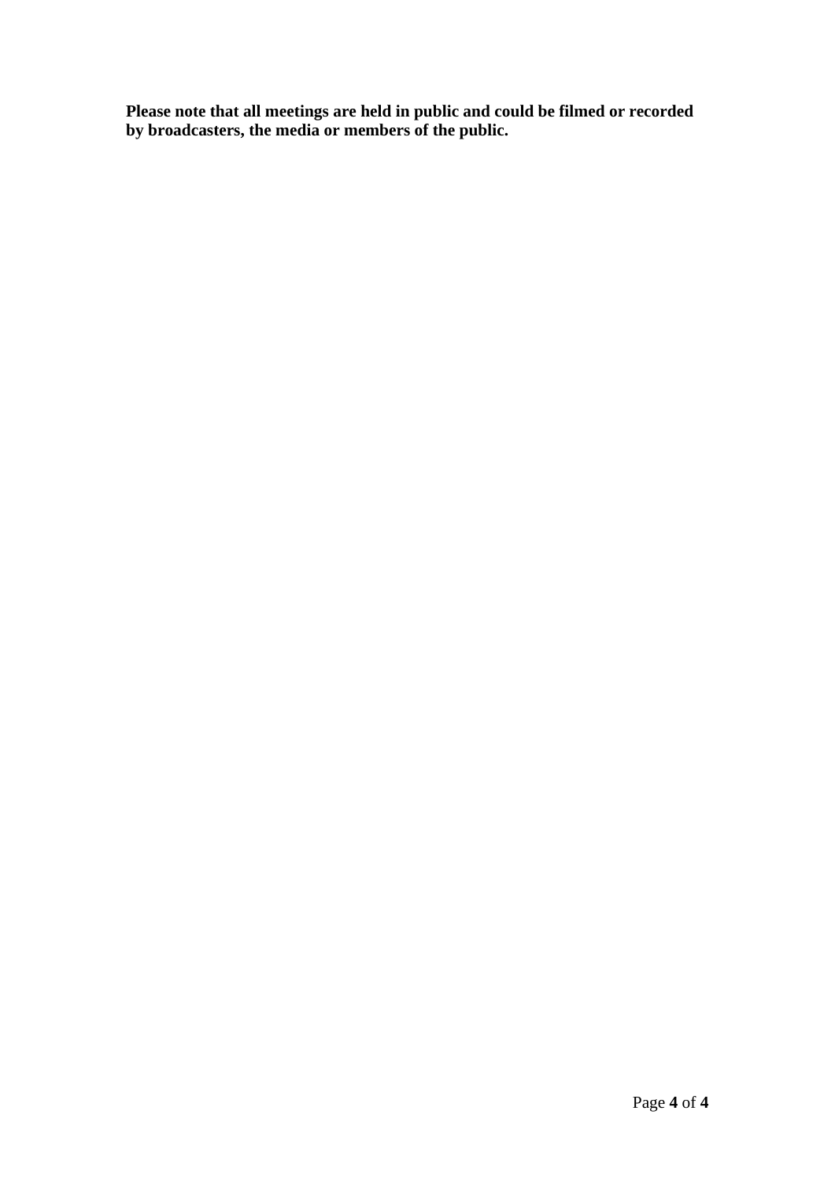**Please note that all meetings are held in public and could be filmed or recorded by broadcasters, the media or members of the public.**